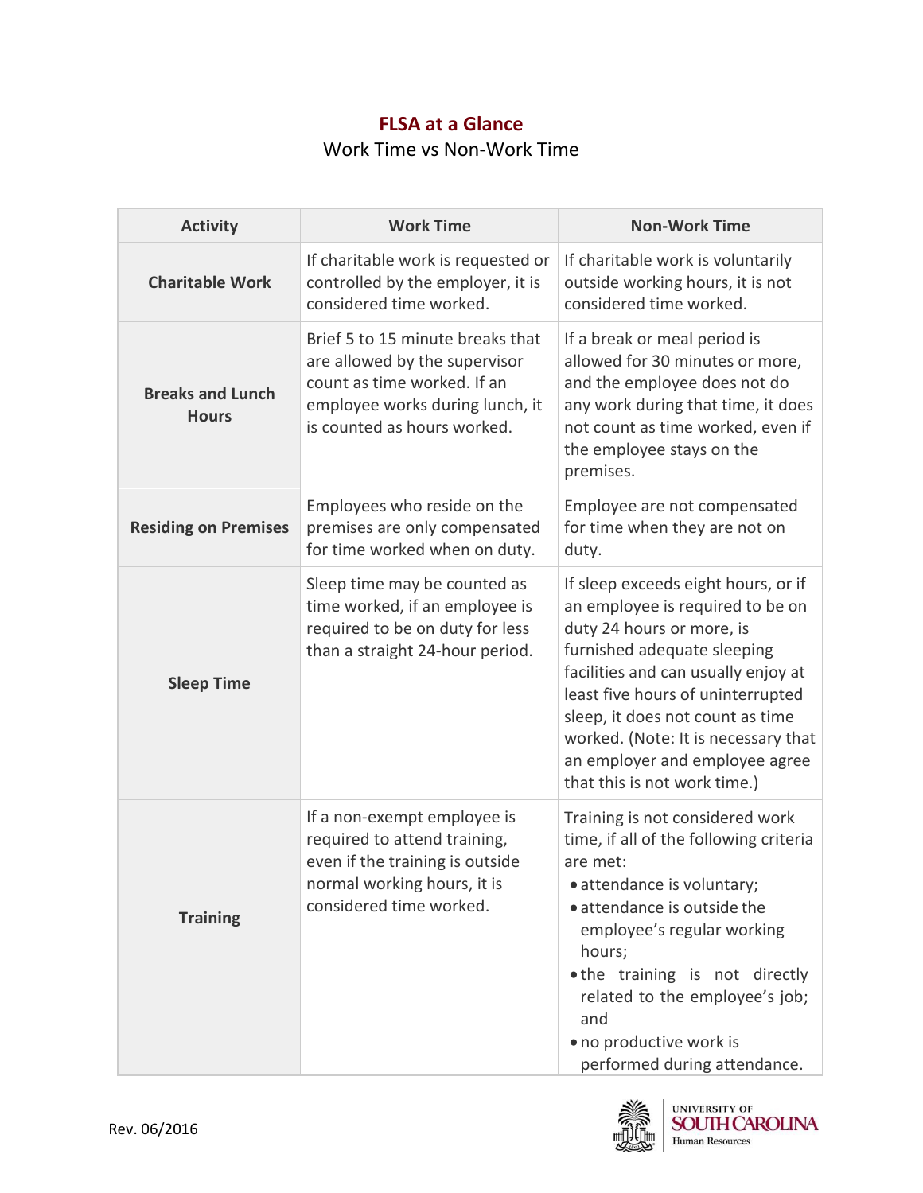# FLSA at a Glance

Work Time vs Non-Work Time

| Activity | Work Time | Non-Work Time |
|---|---|---|
| **Charitable Work** | If charitable work is requested or controlled by the employer, it is considered time worked. | If charitable work is voluntarily outside working hours, it is not considered time worked. |
| **Breaks and Lunch Hours** | Brief 5 to 15 minute breaks that are allowed by the supervisor count as time worked. If an employee works during lunch, it is counted as hours worked. | If a break or meal period is allowed for 30 minutes or more, and the employee does not do any work during that time, it does not count as time worked, even if the employee stays on the premises. |
| **Residing on Premises** | Employees who reside on the premises are only compensated for time worked when on duty. | Employee are not compensated for time when they are not on duty. |
| **Sleep Time** | Sleep time may be counted as time worked, if an employee is required to be on duty for less than a straight 24-hour period. | If sleep exceeds eight hours, or if an employee is required to be on duty 24 hours or more, is furnished adequate sleeping facilities and can usually enjoy at least five hours of uninterrupted sleep, it does not count as time worked. (Note: It is necessary that an employer and employee agree that this is not work time.) |
| **Training** | If a non-exempt employee is required to attend training, even if the training is outside normal working hours, it is considered time worked. | Training is not considered work time, if all of the following criteria are met:<br>• attendance is voluntary;<br>• attendance is outside the employee's regular working hours;<br>• the training is not directly related to the employee's job; and<br>• no productive work is performed during attendance. |

Rev. 06/2016

University of South Carolina Human Resources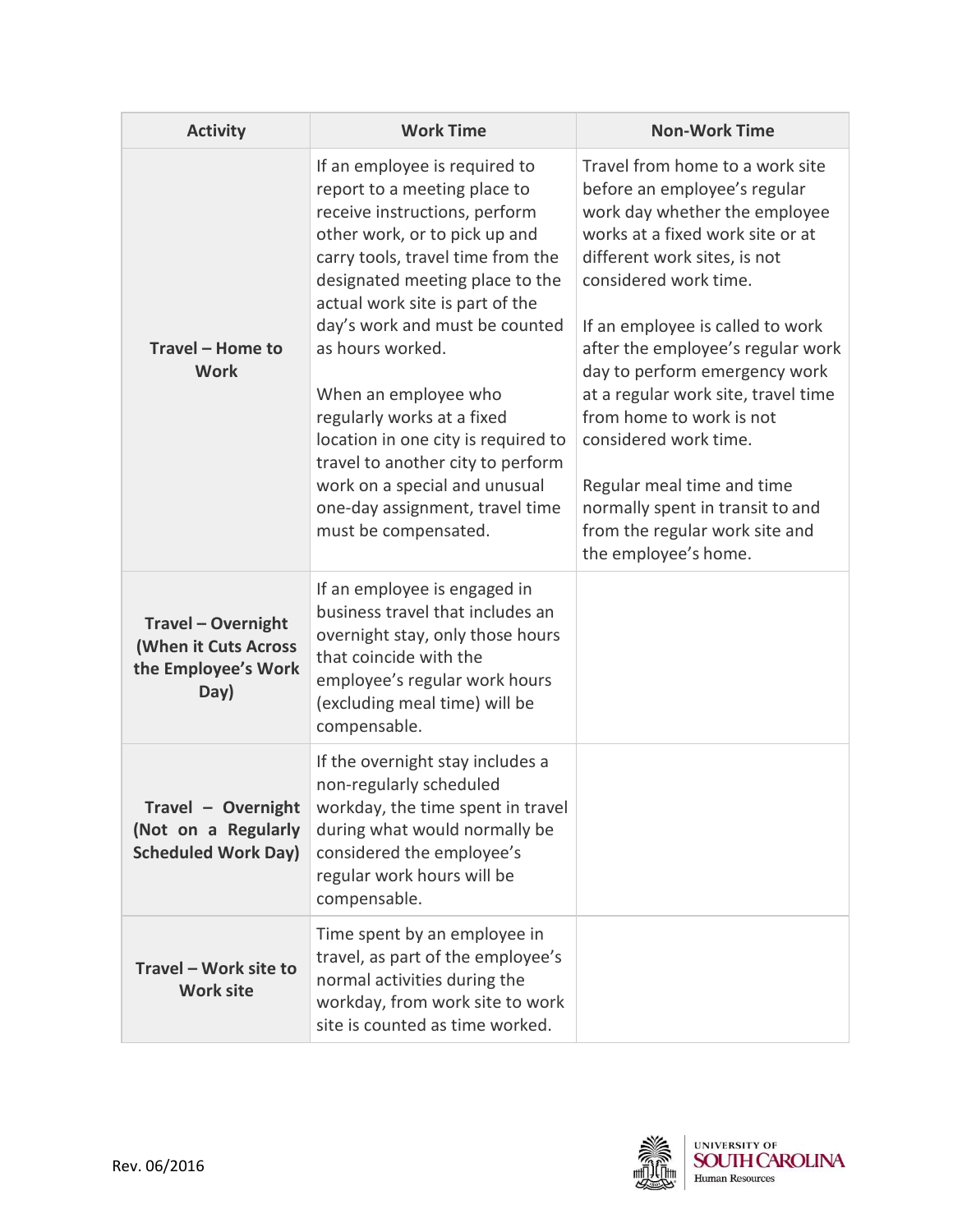| Activity | Work Time | Non-Work Time |
|---|---|---|
| **Travel – Home to Work** | If an employee is required to report to a meeting place to receive instructions, perform other work, or to pick up and carry tools, travel time from the designated meeting place to the actual work site is part of the day's work and must be counted as hours worked.<br><br>When an employee who regularly works at a fixed location in one city is required to travel to another city to perform work on a special and unusual one-day assignment, travel time must be compensated. | Travel from home to a work site before an employee's regular work day whether the employee works at a fixed work site or at different work sites, is not considered work time.<br><br>If an employee is called to work after the employee's regular work day to perform emergency work at a regular work site, travel time from home to work is not considered work time.<br><br>Regular meal time and time normally spent in transit to and from the regular work site and the employee's home. |
| **Travel – Overnight (When it Cuts Across the Employee's Work Day)** | If an employee is engaged in business travel that includes an overnight stay, only those hours that coincide with the employee's regular work hours (excluding meal time) will be compensable. | |
| **Travel – Overnight (Not on a Regularly Scheduled Work Day)** | If the overnight stay includes a non-regularly scheduled workday, the time spent in travel during what would normally be considered the employee's regular work hours will be compensable. | |
| **Travel – Work site to Work site** | Time spent by an employee in travel, as part of the employee's normal activities during the workday, from work site to work site is counted as time worked. | |

Rev. 06/2016